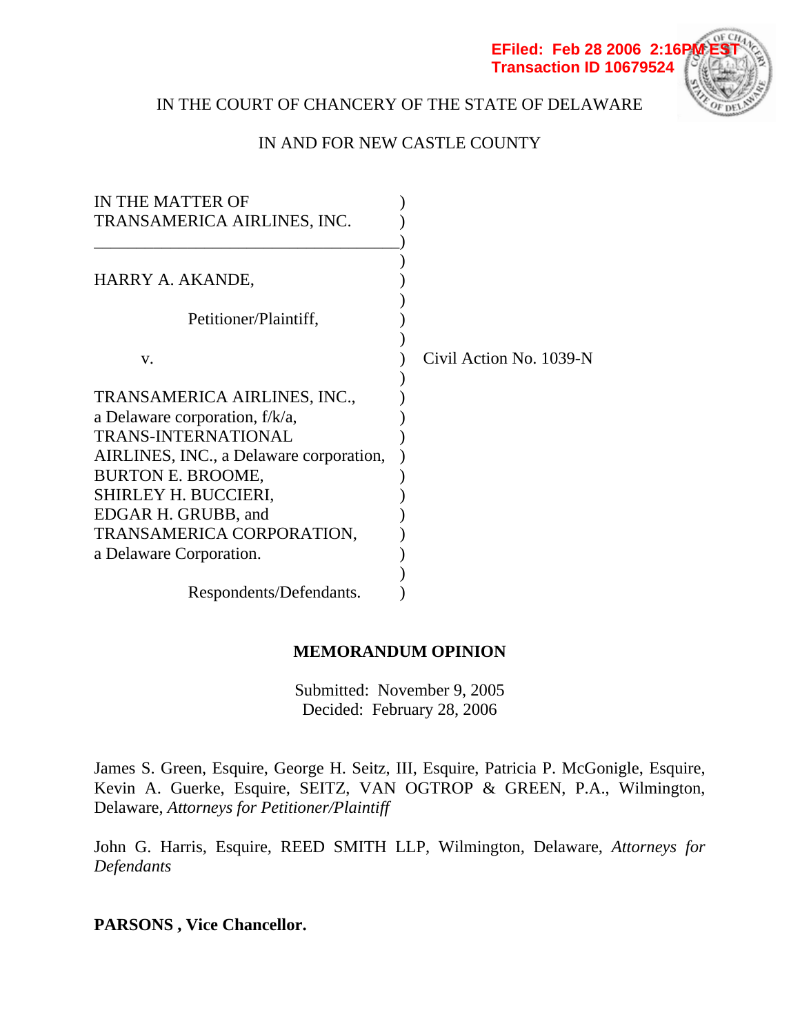EFiled: Feb 28 2006 2:16PM EST
Transaction ID 10679524

IN THE COURT OF CHANCERY OF THE STATE OF DELAWARE

IN AND FOR NEW CASTLE COUNTY

IN THE MATTER OF TRANSAMERICA AIRLINES, INC.

HARRY A. AKANDE,

Petitioner/Plaintiff,

v.

TRANSAMERICA AIRLINES, INC., a Delaware corporation, f/k/a, TRANS-INTERNATIONAL AIRLINES, INC., a Delaware corporation, BURTON E. BROOME, SHIRLEY H. BUCCIERI, EDGAR H. GRUBB, and TRANSAMERICA CORPORATION, a Delaware Corporation.

Respondents/Defendants.

Civil Action No. 1039-N

**MEMORANDUM OPINION**

Submitted: November 9, 2005
Decided: February 28, 2006

James S. Green, Esquire, George H. Seitz, III, Esquire, Patricia P. McGonigle, Esquire, Kevin A. Guerke, Esquire, SEITZ, VAN OGTROP & GREEN, P.A., Wilmington, Delaware, *Attorneys for Petitioner/Plaintiff*

John G. Harris, Esquire, REED SMITH LLP, Wilmington, Delaware, *Attorneys for Defendants*

**PARSONS , Vice Chancellor.**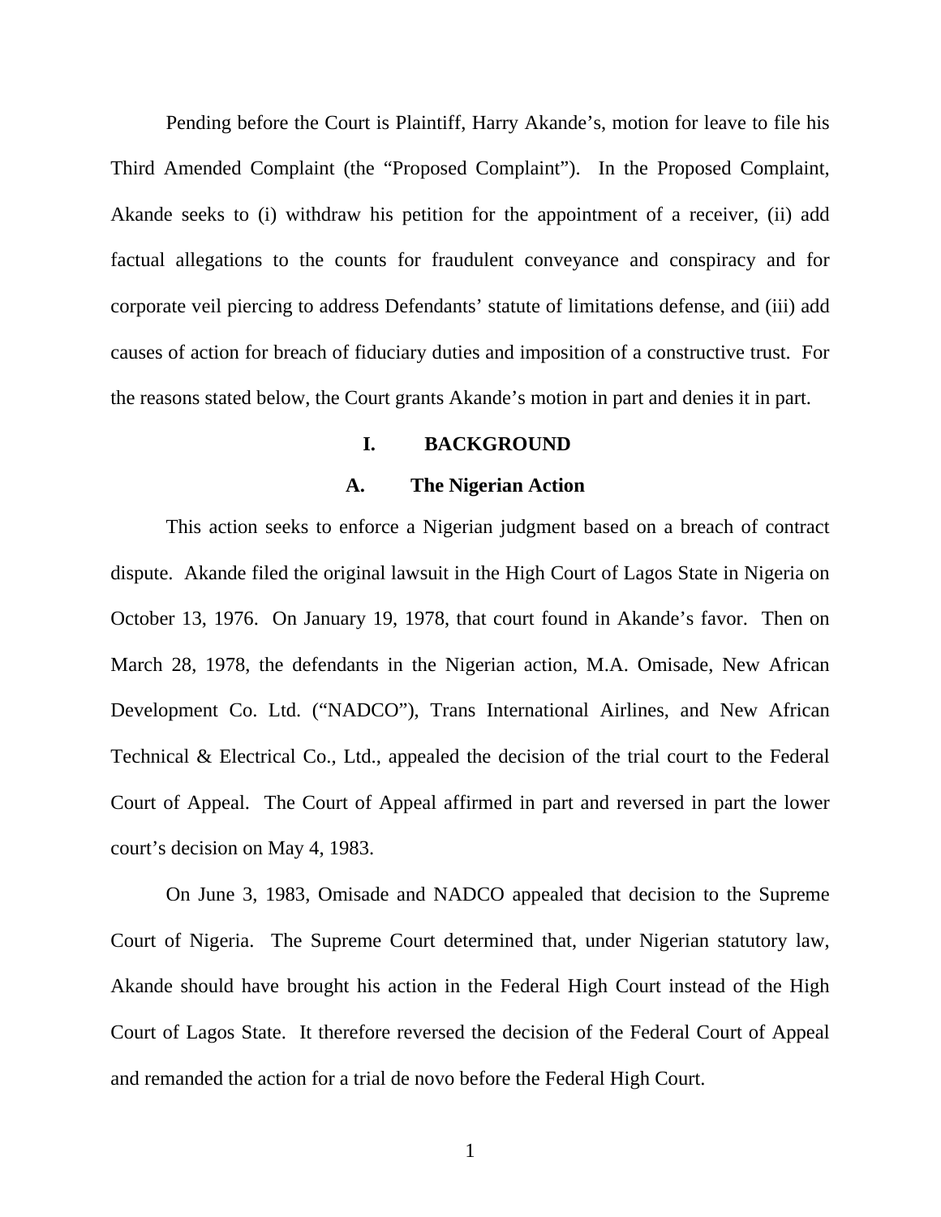Pending before the Court is Plaintiff, Harry Akande's, motion for leave to file his Third Amended Complaint (the "Proposed Complaint"). In the Proposed Complaint, Akande seeks to (i) withdraw his petition for the appointment of a receiver, (ii) add factual allegations to the counts for fraudulent conveyance and conspiracy and for corporate veil piercing to address Defendants' statute of limitations defense, and (iii) add causes of action for breach of fiduciary duties and imposition of a constructive trust. For the reasons stated below, the Court grants Akande's motion in part and denies it in part.

## I. BACKGROUND

### A. The Nigerian Action

This action seeks to enforce a Nigerian judgment based on a breach of contract dispute. Akande filed the original lawsuit in the High Court of Lagos State in Nigeria on October 13, 1976. On January 19, 1978, that court found in Akande's favor. Then on March 28, 1978, the defendants in the Nigerian action, M.A. Omisade, New African Development Co. Ltd. ("NADCO"), Trans International Airlines, and New African Technical & Electrical Co., Ltd., appealed the decision of the trial court to the Federal Court of Appeal. The Court of Appeal affirmed in part and reversed in part the lower court's decision on May 4, 1983.

On June 3, 1983, Omisade and NADCO appealed that decision to the Supreme Court of Nigeria. The Supreme Court determined that, under Nigerian statutory law, Akande should have brought his action in the Federal High Court instead of the High Court of Lagos State. It therefore reversed the decision of the Federal Court of Appeal and remanded the action for a trial de novo before the Federal High Court.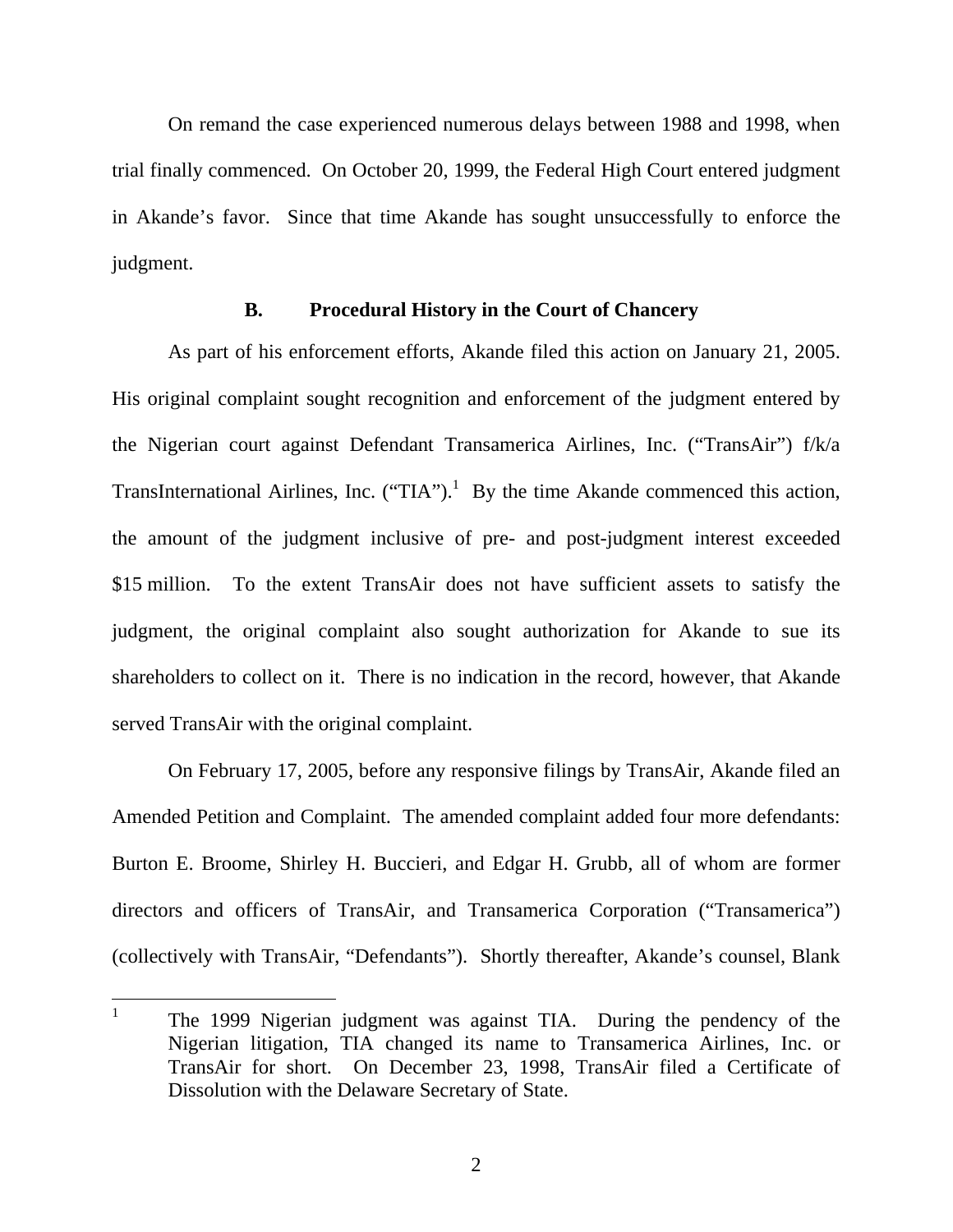On remand the case experienced numerous delays between 1988 and 1998, when trial finally commenced. On October 20, 1999, the Federal High Court entered judgment in Akande's favor. Since that time Akande has sought unsuccessfully to enforce the judgment.

### B. Procedural History in the Court of Chancery

As part of his enforcement efforts, Akande filed this action on January 21, 2005. His original complaint sought recognition and enforcement of the judgment entered by the Nigerian court against Defendant Transamerica Airlines, Inc. ("TransAir") f/k/a TransInternational Airlines, Inc. ("TIA").[1] By the time Akande commenced this action, the amount of the judgment inclusive of pre- and post-judgment interest exceeded $15 million. To the extent TransAir does not have sufficient assets to satisfy the judgment, the original complaint also sought authorization for Akande to sue its shareholders to collect on it. There is no indication in the record, however, that Akande served TransAir with the original complaint.

On February 17, 2005, before any responsive filings by TransAir, Akande filed an Amended Petition and Complaint. The amended complaint added four more defendants: Burton E. Broome, Shirley H. Buccieri, and Edgar H. Grubb, all of whom are former directors and officers of TransAir, and Transamerica Corporation ("Transamerica") (collectively with TransAir, "Defendants"). Shortly thereafter, Akande's counsel, Blank

---

[1] The 1999 Nigerian judgment was against TIA. During the pendency of the Nigerian litigation, TIA changed its name to Transamerica Airlines, Inc. or TransAir for short. On December 23, 1998, TransAir filed a Certificate of Dissolution with the Delaware Secretary of State.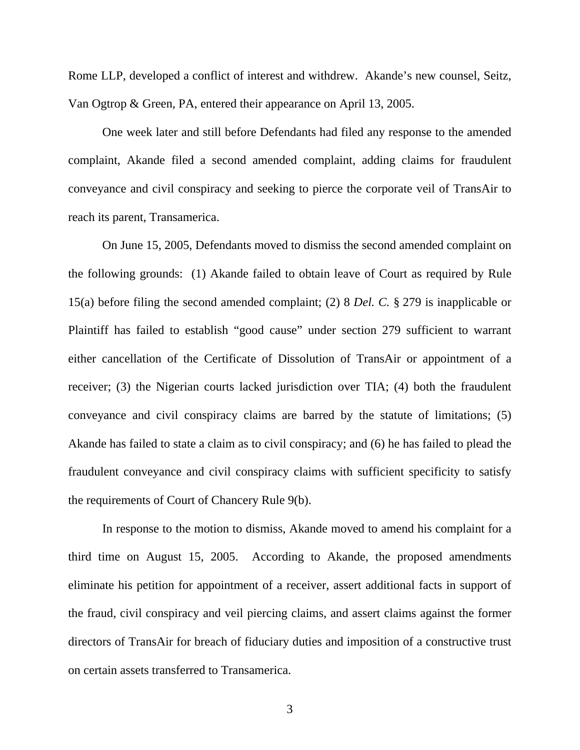Rome LLP, developed a conflict of interest and withdrew. Akande's new counsel, Seitz, Van Ogtrop & Green, PA, entered their appearance on April 13, 2005.

One week later and still before Defendants had filed any response to the amended complaint, Akande filed a second amended complaint, adding claims for fraudulent conveyance and civil conspiracy and seeking to pierce the corporate veil of TransAir to reach its parent, Transamerica.

On June 15, 2005, Defendants moved to dismiss the second amended complaint on the following grounds: (1) Akande failed to obtain leave of Court as required by Rule 15(a) before filing the second amended complaint; (2) 8 *Del. C.* § 279 is inapplicable or Plaintiff has failed to establish "good cause" under section 279 sufficient to warrant either cancellation of the Certificate of Dissolution of TransAir or appointment of a receiver; (3) the Nigerian courts lacked jurisdiction over TIA; (4) both the fraudulent conveyance and civil conspiracy claims are barred by the statute of limitations; (5) Akande has failed to state a claim as to civil conspiracy; and (6) he has failed to plead the fraudulent conveyance and civil conspiracy claims with sufficient specificity to satisfy the requirements of Court of Chancery Rule 9(b).

In response to the motion to dismiss, Akande moved to amend his complaint for a third time on August 15, 2005. According to Akande, the proposed amendments eliminate his petition for appointment of a receiver, assert additional facts in support of the fraud, civil conspiracy and veil piercing claims, and assert claims against the former directors of TransAir for breach of fiduciary duties and imposition of a constructive trust on certain assets transferred to Transamerica.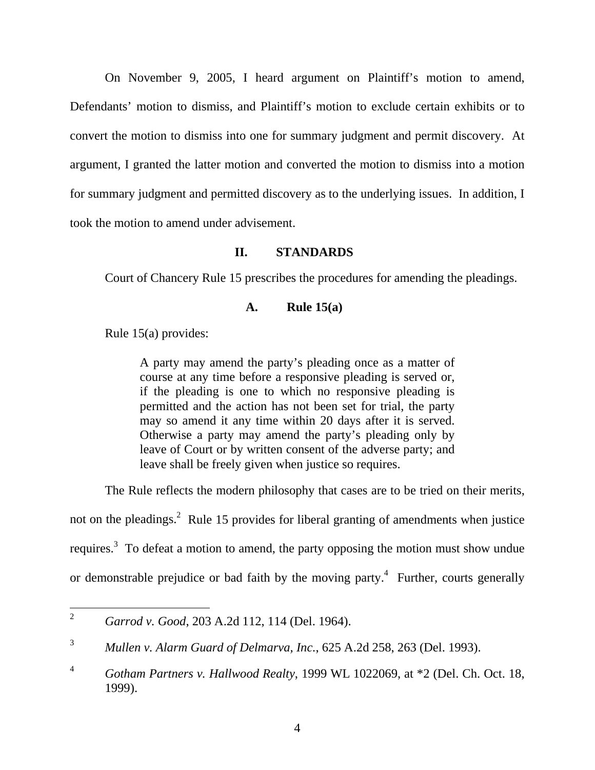On November 9, 2005, I heard argument on Plaintiff's motion to amend, Defendants' motion to dismiss, and Plaintiff's motion to exclude certain exhibits or to convert the motion to dismiss into one for summary judgment and permit discovery. At argument, I granted the latter motion and converted the motion to dismiss into a motion for summary judgment and permitted discovery as to the underlying issues. In addition, I took the motion to amend under advisement.

## II. STANDARDS

Court of Chancery Rule 15 prescribes the procedures for amending the pleadings.

### A. Rule 15(a)

Rule 15(a) provides:

> A party may amend the party's pleading once as a matter of course at any time before a responsive pleading is served or, if the pleading is one to which no responsive pleading is permitted and the action has not been set for trial, the party may so amend it any time within 20 days after it is served. Otherwise a party may amend the party's pleading only by leave of Court or by written consent of the adverse party; and leave shall be freely given when justice so requires.

The Rule reflects the modern philosophy that cases are to be tried on their merits, not on the pleadings.[2] Rule 15 provides for liberal granting of amendments when justice requires.[3] To defeat a motion to amend, the party opposing the motion must show undue or demonstrable prejudice or bad faith by the moving party.[4] Further, courts generally

---

[2] *Garrod v. Good*, 203 A.2d 112, 114 (Del. 1964).

[3] *Mullen v. Alarm Guard of Delmarva, Inc.*, 625 A.2d 258, 263 (Del. 1993).

[4] *Gotham Partners v. Hallwood Realty*, 1999 WL 1022069, at *2 (Del. Ch. Oct. 18, 1999).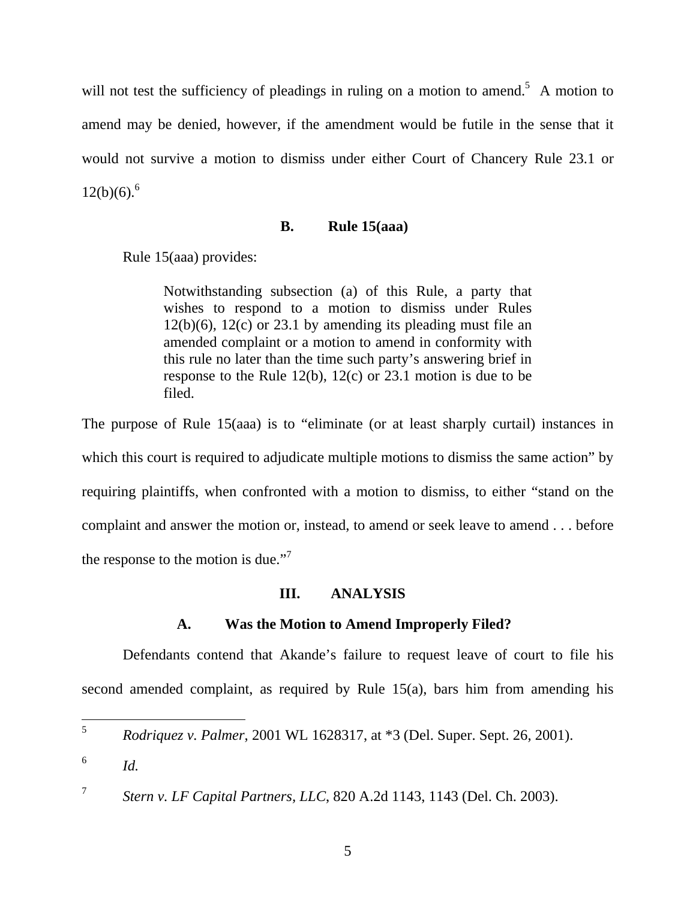will not test the sufficiency of pleadings in ruling on a motion to amend.[5] A motion to amend may be denied, however, if the amendment would be futile in the sense that it would not survive a motion to dismiss under either Court of Chancery Rule 23.1 or 12(b)(6).[6]

### B. Rule 15(aaa)

Rule 15(aaa) provides:

> Notwithstanding subsection (a) of this Rule, a party that wishes to respond to a motion to dismiss under Rules 12(b)(6), 12(c) or 23.1 by amending its pleading must file an amended complaint or a motion to amend in conformity with this rule no later than the time such party's answering brief in response to the Rule 12(b), 12(c) or 23.1 motion is due to be filed.

The purpose of Rule 15(aaa) is to "eliminate (or at least sharply curtail) instances in which this court is required to adjudicate multiple motions to dismiss the same action" by requiring plaintiffs, when confronted with a motion to dismiss, to either "stand on the complaint and answer the motion or, instead, to amend or seek leave to amend . . . before the response to the motion is due."[7]

## III. ANALYSIS

### A. Was the Motion to Amend Improperly Filed?

Defendants contend that Akande's failure to request leave of court to file his second amended complaint, as required by Rule 15(a), bars him from amending his

---

[5] *Rodriquez v. Palmer*, 2001 WL 1628317, at *3 (Del. Super. Sept. 26, 2001).

[6] *Id.*

[7] *Stern v. LF Capital Partners, LLC*, 820 A.2d 1143, 1143 (Del. Ch. 2003).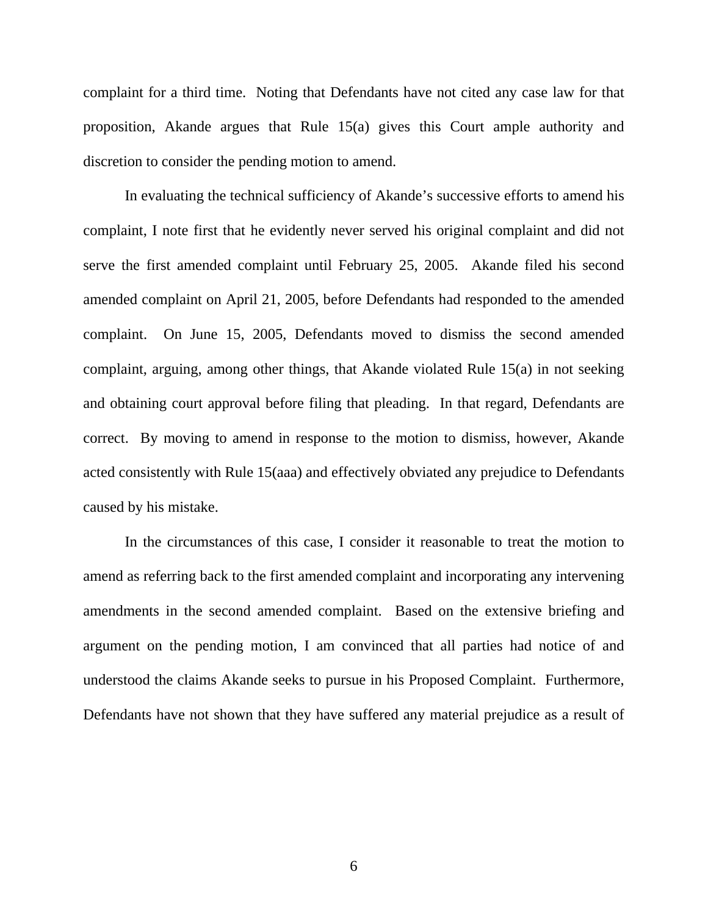complaint for a third time. Noting that Defendants have not cited any case law for that proposition, Akande argues that Rule 15(a) gives this Court ample authority and discretion to consider the pending motion to amend.

In evaluating the technical sufficiency of Akande's successive efforts to amend his complaint, I note first that he evidently never served his original complaint and did not serve the first amended complaint until February 25, 2005. Akande filed his second amended complaint on April 21, 2005, before Defendants had responded to the amended complaint. On June 15, 2005, Defendants moved to dismiss the second amended complaint, arguing, among other things, that Akande violated Rule 15(a) in not seeking and obtaining court approval before filing that pleading. In that regard, Defendants are correct. By moving to amend in response to the motion to dismiss, however, Akande acted consistently with Rule 15(aaa) and effectively obviated any prejudice to Defendants caused by his mistake.

In the circumstances of this case, I consider it reasonable to treat the motion to amend as referring back to the first amended complaint and incorporating any intervening amendments in the second amended complaint. Based on the extensive briefing and argument on the pending motion, I am convinced that all parties had notice of and understood the claims Akande seeks to pursue in his Proposed Complaint. Furthermore, Defendants have not shown that they have suffered any material prejudice as a result of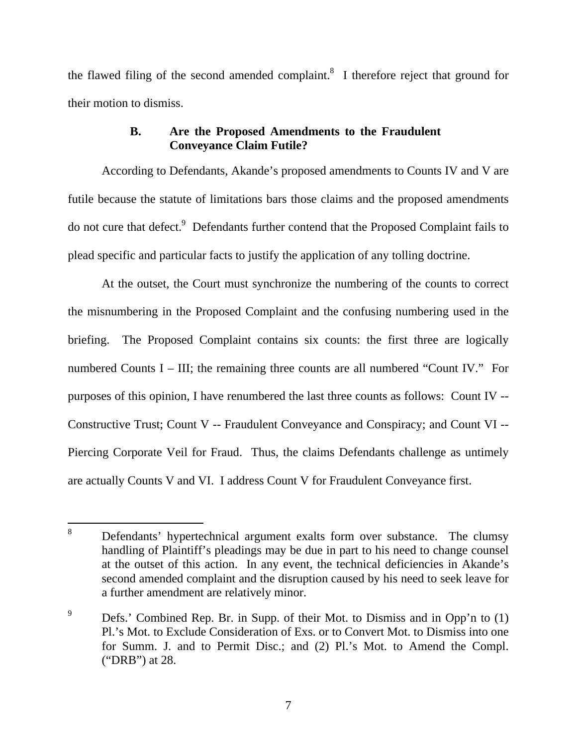the flawed filing of the second amended complaint.[8] I therefore reject that ground for their motion to dismiss.

### B. Are the Proposed Amendments to the Fraudulent Conveyance Claim Futile?

According to Defendants, Akande's proposed amendments to Counts IV and V are futile because the statute of limitations bars those claims and the proposed amendments do not cure that defect.[9] Defendants further contend that the Proposed Complaint fails to plead specific and particular facts to justify the application of any tolling doctrine.

At the outset, the Court must synchronize the numbering of the counts to correct the misnumbering in the Proposed Complaint and the confusing numbering used in the briefing. The Proposed Complaint contains six counts: the first three are logically numbered Counts I – III; the remaining three counts are all numbered "Count IV." For purposes of this opinion, I have renumbered the last three counts as follows: Count IV -- Constructive Trust; Count V -- Fraudulent Conveyance and Conspiracy; and Count VI -- Piercing Corporate Veil for Fraud. Thus, the claims Defendants challenge as untimely are actually Counts V and VI. I address Count V for Fraudulent Conveyance first.

---

[8] Defendants' hypertechnical argument exalts form over substance. The clumsy handling of Plaintiff's pleadings may be due in part to his need to change counsel at the outset of this action. In any event, the technical deficiencies in Akande's second amended complaint and the disruption caused by his need to seek leave for a further amendment are relatively minor.

[9] Defs.' Combined Rep. Br. in Supp. of their Mot. to Dismiss and in Opp'n to (1) Pl.'s Mot. to Exclude Consideration of Exs. or to Convert Mot. to Dismiss into one for Summ. J. and to Permit Disc.; and (2) Pl.'s Mot. to Amend the Compl. ("DRB") at 28.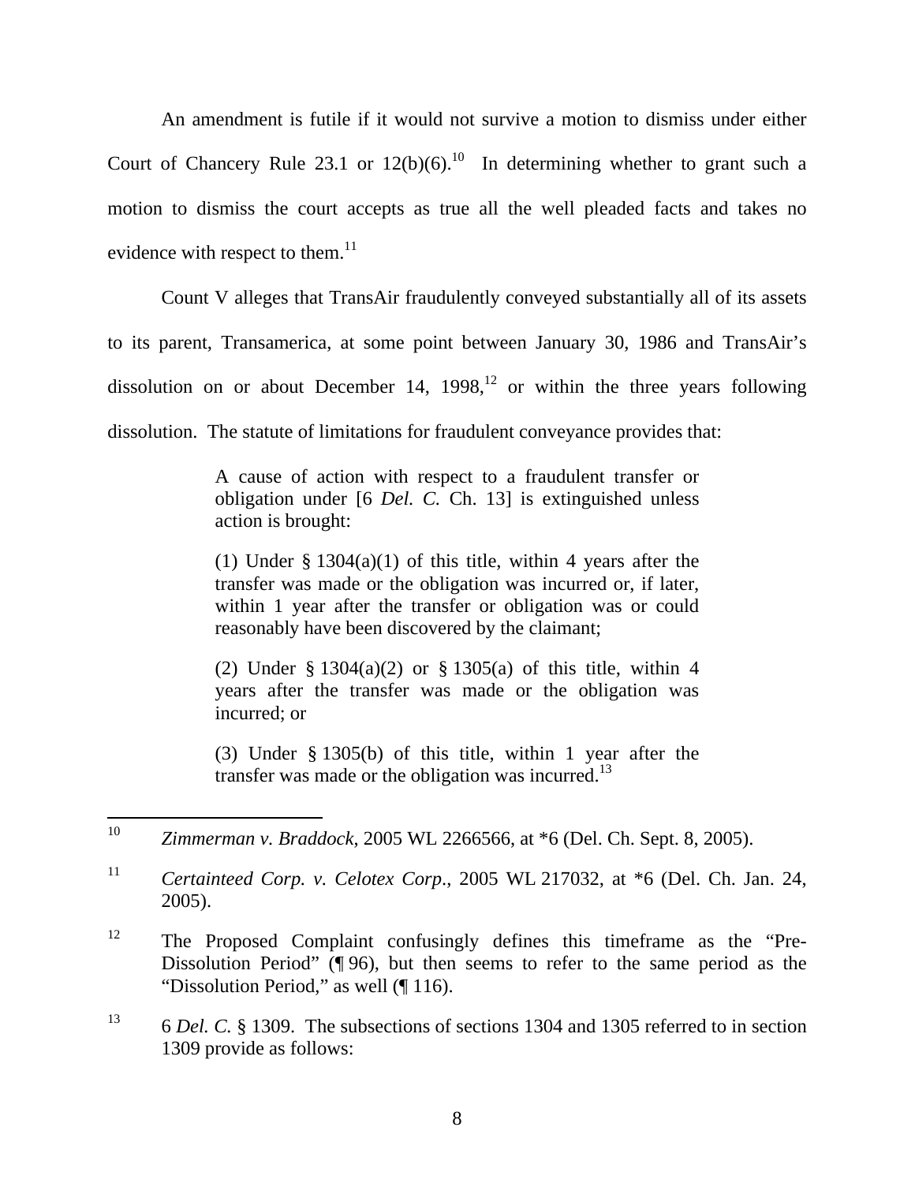An amendment is futile if it would not survive a motion to dismiss under either Court of Chancery Rule 23.1 or 12(b)(6).[10] In determining whether to grant such a motion to dismiss the court accepts as true all the well pleaded facts and takes no evidence with respect to them.[11]

Count V alleges that TransAir fraudulently conveyed substantially all of its assets to its parent, Transamerica, at some point between January 30, 1986 and TransAir's dissolution on or about December 14, 1998,[12] or within the three years following dissolution. The statute of limitations for fraudulent conveyance provides that:

> A cause of action with respect to a fraudulent transfer or obligation under [6 *Del. C.* Ch. 13] is extinguished unless action is brought:
>
> (1) Under § 1304(a)(1) of this title, within 4 years after the transfer was made or the obligation was incurred or, if later, within 1 year after the transfer or obligation was or could reasonably have been discovered by the claimant;
>
> (2) Under § 1304(a)(2) or § 1305(a) of this title, within 4 years after the transfer was made or the obligation was incurred; or
>
> (3) Under § 1305(b) of this title, within 1 year after the transfer was made or the obligation was incurred.[13]

---

[10] *Zimmerman v. Braddock*, 2005 WL 2266566, at *6 (Del. Ch. Sept. 8, 2005).

[11] *Certainteed Corp. v. Celotex Corp*., 2005 WL 217032, at *6 (Del. Ch. Jan. 24, 2005).

[12] The Proposed Complaint confusingly defines this timeframe as the "Pre-Dissolution Period" (¶ 96), but then seems to refer to the same period as the "Dissolution Period," as well (¶ 116).

[13] 6 *Del. C.* § 1309. The subsections of sections 1304 and 1305 referred to in section 1309 provide as follows: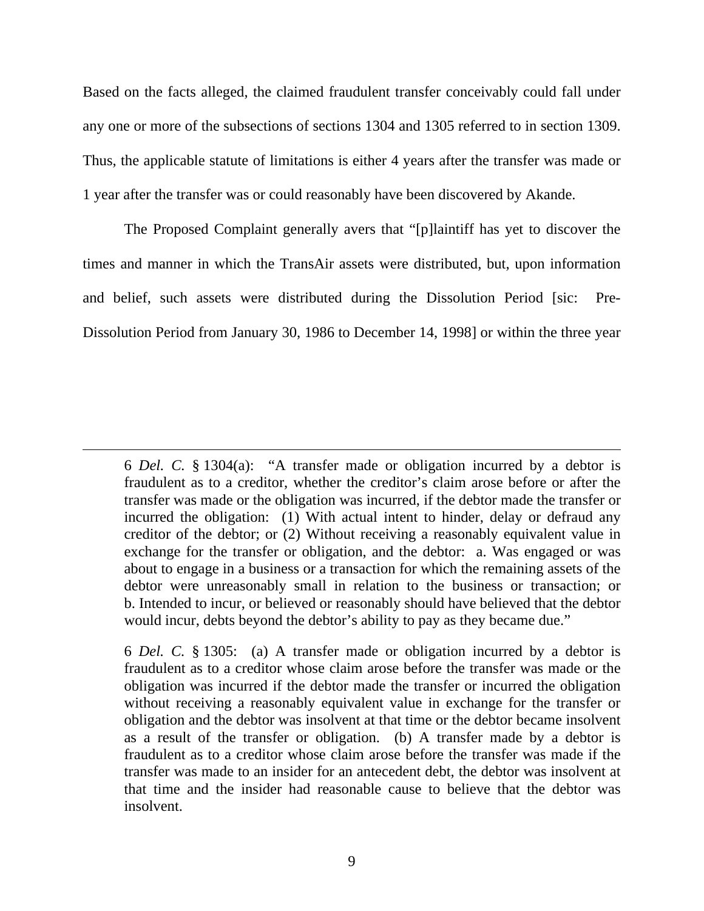Based on the facts alleged, the claimed fraudulent transfer conceivably could fall under any one or more of the subsections of sections 1304 and 1305 referred to in section 1309. Thus, the applicable statute of limitations is either 4 years after the transfer was made or 1 year after the transfer was or could reasonably have been discovered by Akande.

The Proposed Complaint generally avers that "[p]laintiff has yet to discover the times and manner in which the TransAir assets were distributed, but, upon information and belief, such assets were distributed during the Dissolution Period [sic: Pre-Dissolution Period from January 30, 1986 to December 14, 1998] or within the three year

---

6 *Del. C.* § 1304(a): "A transfer made or obligation incurred by a debtor is fraudulent as to a creditor, whether the creditor's claim arose before or after the transfer was made or the obligation was incurred, if the debtor made the transfer or incurred the obligation: (1) With actual intent to hinder, delay or defraud any creditor of the debtor; or (2) Without receiving a reasonably equivalent value in exchange for the transfer or obligation, and the debtor: a. Was engaged or was about to engage in a business or a transaction for which the remaining assets of the debtor were unreasonably small in relation to the business or transaction; or b. Intended to incur, or believed or reasonably should have believed that the debtor would incur, debts beyond the debtor's ability to pay as they became due."

6 *Del. C.* § 1305: (a) A transfer made or obligation incurred by a debtor is fraudulent as to a creditor whose claim arose before the transfer was made or the obligation was incurred if the debtor made the transfer or incurred the obligation without receiving a reasonably equivalent value in exchange for the transfer or obligation and the debtor was insolvent at that time or the debtor became insolvent as a result of the transfer or obligation. (b) A transfer made by a debtor is fraudulent as to a creditor whose claim arose before the transfer was made if the transfer was made to an insider for an antecedent debt, the debtor was insolvent at that time and the insider had reasonable cause to believe that the debtor was insolvent.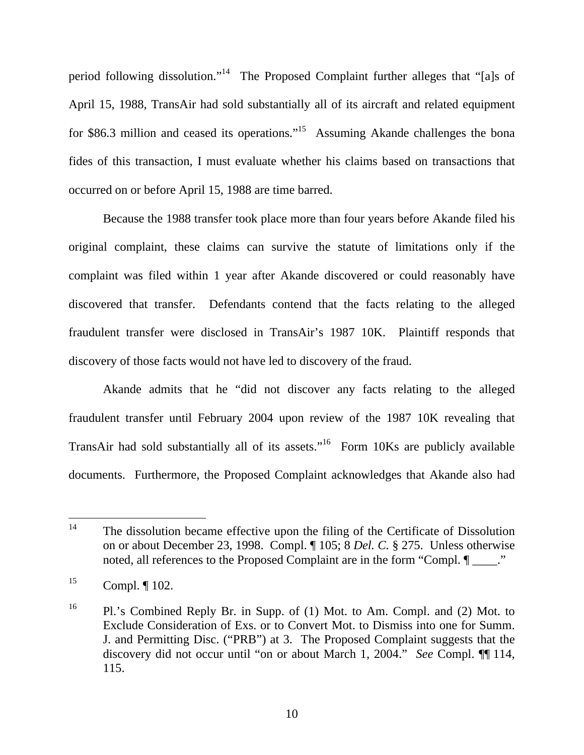period following dissolution."[14] The Proposed Complaint further alleges that "[a]s of April 15, 1988, TransAir had sold substantially all of its aircraft and related equipment for $86.3 million and ceased its operations."[15] Assuming Akande challenges the bona fides of this transaction, I must evaluate whether his claims based on transactions that occurred on or before April 15, 1988 are time barred.

Because the 1988 transfer took place more than four years before Akande filed his original complaint, these claims can survive the statute of limitations only if the complaint was filed within 1 year after Akande discovered or could reasonably have discovered that transfer. Defendants contend that the facts relating to the alleged fraudulent transfer were disclosed in TransAir's 1987 10K. Plaintiff responds that discovery of those facts would not have led to discovery of the fraud.

Akande admits that he "did not discover any facts relating to the alleged fraudulent transfer until February 2004 upon review of the 1987 10K revealing that TransAir had sold substantially all of its assets."[16] Form 10Ks are publicly available documents. Furthermore, the Proposed Complaint acknowledges that Akande also had

---

[14] The dissolution became effective upon the filing of the Certificate of Dissolution on or about December 23, 1998. Compl. ¶ 105; 8 *Del. C.* § 275. Unless otherwise noted, all references to the Proposed Complaint are in the form "Compl. ¶ ____."

[15] Compl. ¶ 102.

[16] Pl.'s Combined Reply Br. in Supp. of (1) Mot. to Am. Compl. and (2) Mot. to Exclude Consideration of Exs. or to Convert Mot. to Dismiss into one for Summ. J. and Permitting Disc. ("PRB") at 3. The Proposed Complaint suggests that the discovery did not occur until "on or about March 1, 2004." *See* Compl. ¶¶ 114, 115.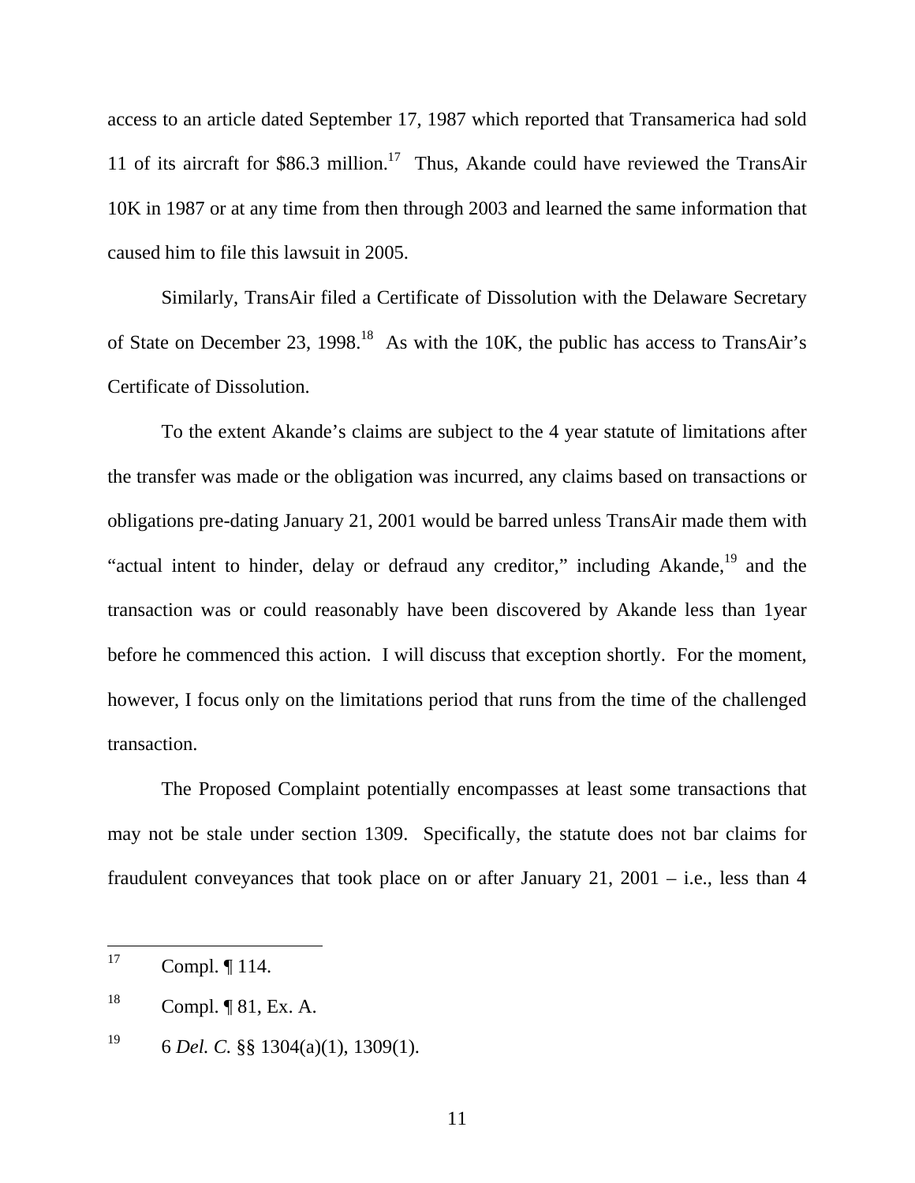access to an article dated September 17, 1987 which reported that Transamerica had sold 11 of its aircraft for $86.3 million.[17] Thus, Akande could have reviewed the TransAir 10K in 1987 or at any time from then through 2003 and learned the same information that caused him to file this lawsuit in 2005.

Similarly, TransAir filed a Certificate of Dissolution with the Delaware Secretary of State on December 23, 1998.[18] As with the 10K, the public has access to TransAir's Certificate of Dissolution.

To the extent Akande's claims are subject to the 4 year statute of limitations after the transfer was made or the obligation was incurred, any claims based on transactions or obligations pre-dating January 21, 2001 would be barred unless TransAir made them with "actual intent to hinder, delay or defraud any creditor," including Akande,[19] and the transaction was or could reasonably have been discovered by Akande less than 1year before he commenced this action. I will discuss that exception shortly. For the moment, however, I focus only on the limitations period that runs from the time of the challenged transaction.

The Proposed Complaint potentially encompasses at least some transactions that may not be stale under section 1309. Specifically, the statute does not bar claims for fraudulent conveyances that took place on or after January 21, 2001 – i.e., less than 4

---

[17] Compl. ¶ 114.

[18] Compl. ¶ 81, Ex. A.

[19] 6 *Del. C.* §§ 1304(a)(1), 1309(1).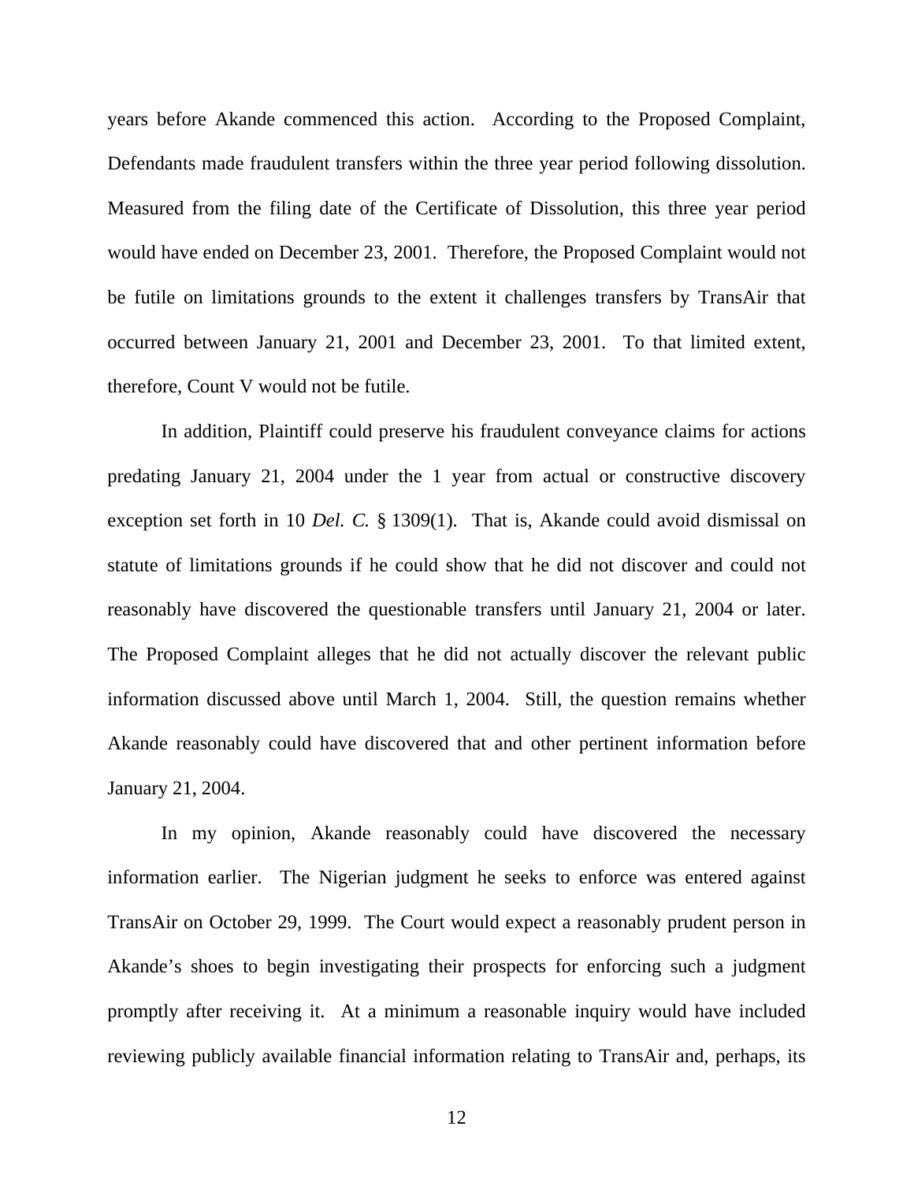years before Akande commenced this action. According to the Proposed Complaint, Defendants made fraudulent transfers within the three year period following dissolution. Measured from the filing date of the Certificate of Dissolution, this three year period would have ended on December 23, 2001. Therefore, the Proposed Complaint would not be futile on limitations grounds to the extent it challenges transfers by TransAir that occurred between January 21, 2001 and December 23, 2001. To that limited extent, therefore, Count V would not be futile.

In addition, Plaintiff could preserve his fraudulent conveyance claims for actions predating January 21, 2004 under the 1 year from actual or constructive discovery exception set forth in 10 *Del. C.* § 1309(1). That is, Akande could avoid dismissal on statute of limitations grounds if he could show that he did not discover and could not reasonably have discovered the questionable transfers until January 21, 2004 or later. The Proposed Complaint alleges that he did not actually discover the relevant public information discussed above until March 1, 2004. Still, the question remains whether Akande reasonably could have discovered that and other pertinent information before January 21, 2004.

In my opinion, Akande reasonably could have discovered the necessary information earlier. The Nigerian judgment he seeks to enforce was entered against TransAir on October 29, 1999. The Court would expect a reasonably prudent person in Akande's shoes to begin investigating their prospects for enforcing such a judgment promptly after receiving it. At a minimum a reasonable inquiry would have included reviewing publicly available financial information relating to TransAir and, perhaps, its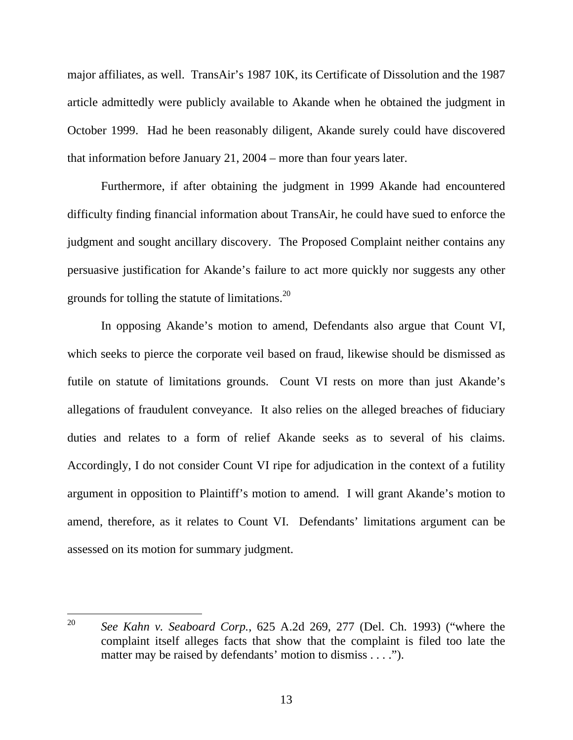major affiliates, as well. TransAir's 1987 10K, its Certificate of Dissolution and the 1987 article admittedly were publicly available to Akande when he obtained the judgment in October 1999. Had he been reasonably diligent, Akande surely could have discovered that information before January 21, 2004 – more than four years later.

Furthermore, if after obtaining the judgment in 1999 Akande had encountered difficulty finding financial information about TransAir, he could have sued to enforce the judgment and sought ancillary discovery. The Proposed Complaint neither contains any persuasive justification for Akande's failure to act more quickly nor suggests any other grounds for tolling the statute of limitations.[20]

In opposing Akande's motion to amend, Defendants also argue that Count VI, which seeks to pierce the corporate veil based on fraud, likewise should be dismissed as futile on statute of limitations grounds. Count VI rests on more than just Akande's allegations of fraudulent conveyance. It also relies on the alleged breaches of fiduciary duties and relates to a form of relief Akande seeks as to several of his claims. Accordingly, I do not consider Count VI ripe for adjudication in the context of a futility argument in opposition to Plaintiff's motion to amend. I will grant Akande's motion to amend, therefore, as it relates to Count VI. Defendants' limitations argument can be assessed on its motion for summary judgment.

---

[20] *See Kahn v. Seaboard Corp.*, 625 A.2d 269, 277 (Del. Ch. 1993) ("where the complaint itself alleges facts that show that the complaint is filed too late the matter may be raised by defendants' motion to dismiss . . . .").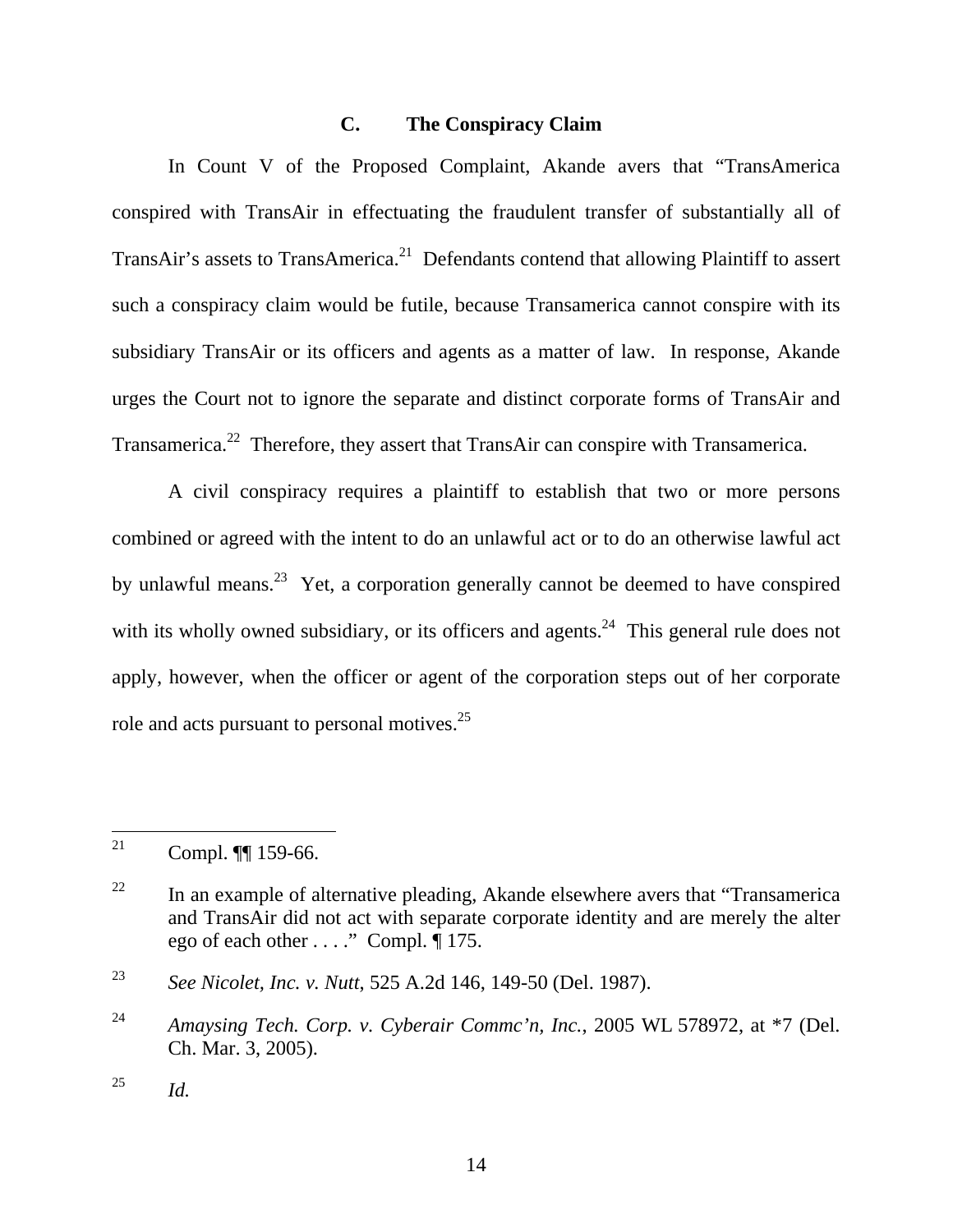### C. The Conspiracy Claim

In Count V of the Proposed Complaint, Akande avers that "TransAmerica conspired with TransAir in effectuating the fraudulent transfer of substantially all of TransAir's assets to TransAmerica.[21] Defendants contend that allowing Plaintiff to assert such a conspiracy claim would be futile, because Transamerica cannot conspire with its subsidiary TransAir or its officers and agents as a matter of law. In response, Akande urges the Court not to ignore the separate and distinct corporate forms of TransAir and Transamerica.[22] Therefore, they assert that TransAir can conspire with Transamerica.

A civil conspiracy requires a plaintiff to establish that two or more persons combined or agreed with the intent to do an unlawful act or to do an otherwise lawful act by unlawful means.[23] Yet, a corporation generally cannot be deemed to have conspired with its wholly owned subsidiary, or its officers and agents.[24] This general rule does not apply, however, when the officer or agent of the corporation steps out of her corporate role and acts pursuant to personal motives.[25]

---

[21] Compl. ¶¶ 159-66.

[22] In an example of alternative pleading, Akande elsewhere avers that "Transamerica and TransAir did not act with separate corporate identity and are merely the alter ego of each other . . . ." Compl. ¶ 175.

[23] *See Nicolet, Inc. v. Nutt*, 525 A.2d 146, 149-50 (Del. 1987).

[24] *Amaysing Tech. Corp. v. Cyberair Commc'n, Inc.*, 2005 WL 578972, at *7 (Del. Ch. Mar. 3, 2005).

[25] *Id.*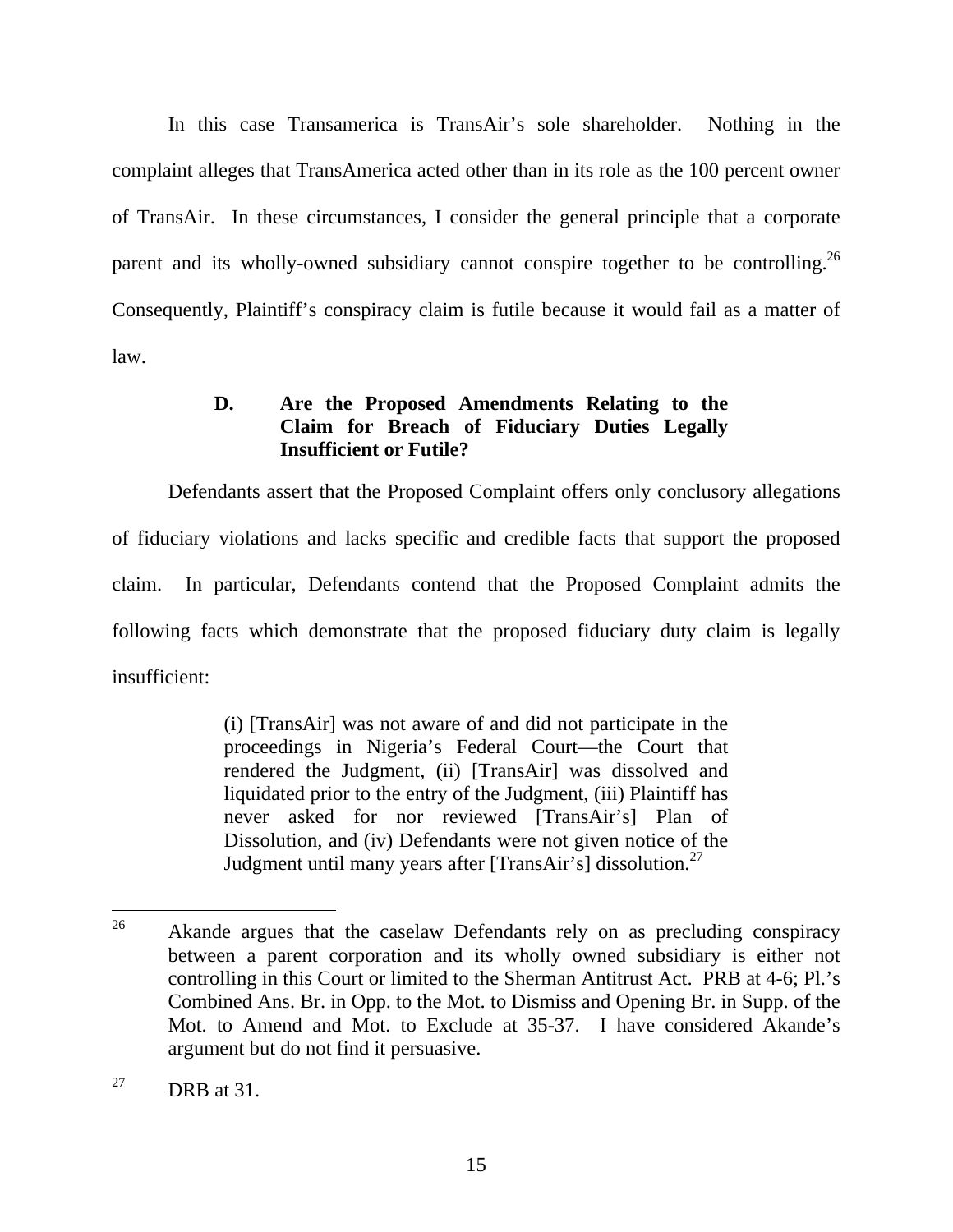In this case Transamerica is TransAir's sole shareholder. Nothing in the complaint alleges that TransAmerica acted other than in its role as the 100 percent owner of TransAir. In these circumstances, I consider the general principle that a corporate parent and its wholly-owned subsidiary cannot conspire together to be controlling.[26] Consequently, Plaintiff's conspiracy claim is futile because it would fail as a matter of law.

### D. Are the Proposed Amendments Relating to the Claim for Breach of Fiduciary Duties Legally Insufficient or Futile?

Defendants assert that the Proposed Complaint offers only conclusory allegations of fiduciary violations and lacks specific and credible facts that support the proposed claim. In particular, Defendants contend that the Proposed Complaint admits the following facts which demonstrate that the proposed fiduciary duty claim is legally insufficient:

> (i) [TransAir] was not aware of and did not participate in the proceedings in Nigeria's Federal Court—the Court that rendered the Judgment, (ii) [TransAir] was dissolved and liquidated prior to the entry of the Judgment, (iii) Plaintiff has never asked for nor reviewed [TransAir's] Plan of Dissolution, and (iv) Defendants were not given notice of the Judgment until many years after [TransAir's] dissolution.[27]

---

[26] Akande argues that the caselaw Defendants rely on as precluding conspiracy between a parent corporation and its wholly owned subsidiary is either not controlling in this Court or limited to the Sherman Antitrust Act. PRB at 4-6; Pl.'s Combined Ans. Br. in Opp. to the Mot. to Dismiss and Opening Br. in Supp. of the Mot. to Amend and Mot. to Exclude at 35-37. I have considered Akande's argument but do not find it persuasive.

[27] DRB at 31.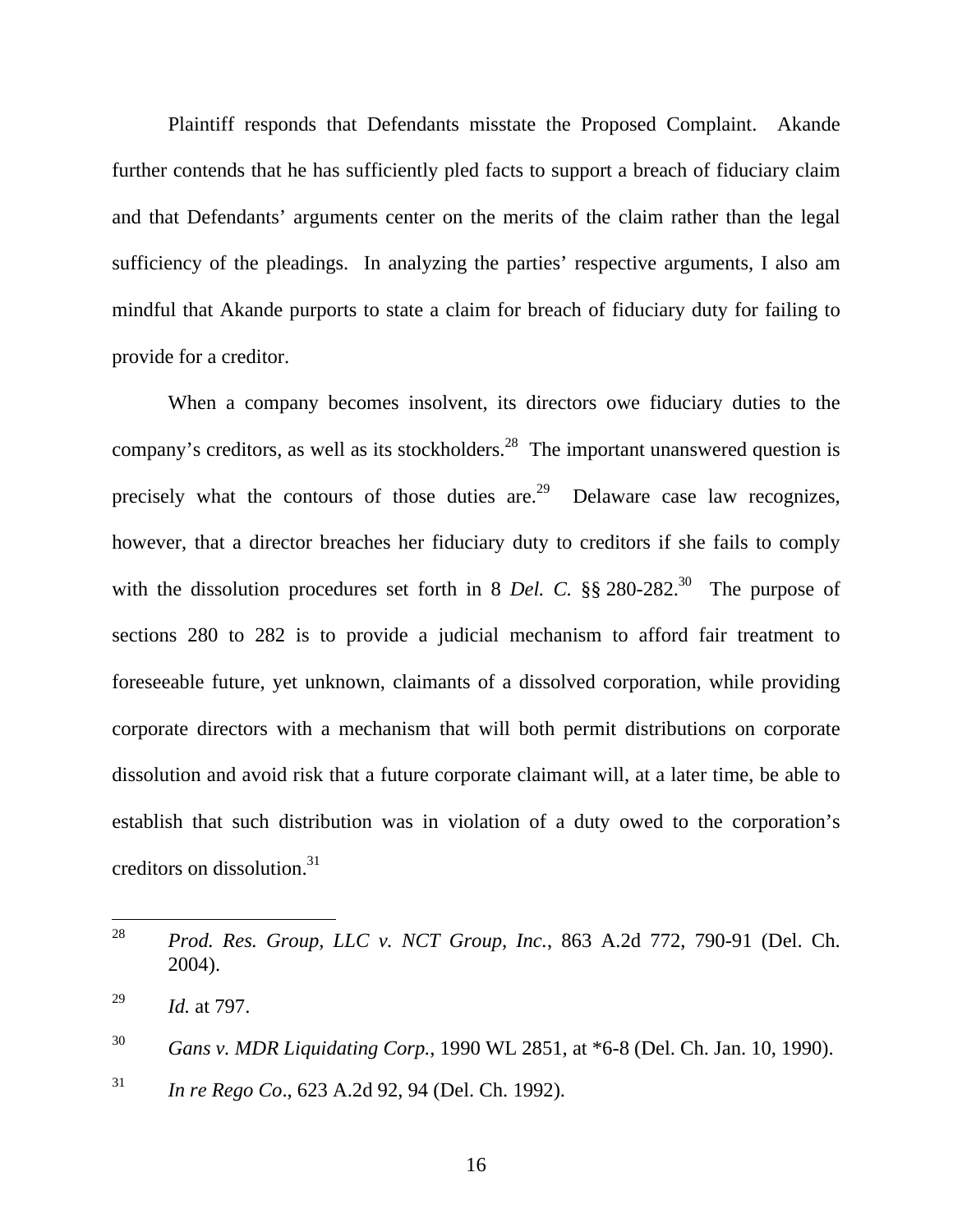Plaintiff responds that Defendants misstate the Proposed Complaint. Akande further contends that he has sufficiently pled facts to support a breach of fiduciary claim and that Defendants' arguments center on the merits of the claim rather than the legal sufficiency of the pleadings. In analyzing the parties' respective arguments, I also am mindful that Akande purports to state a claim for breach of fiduciary duty for failing to provide for a creditor.

When a company becomes insolvent, its directors owe fiduciary duties to the company's creditors, as well as its stockholders.[28] The important unanswered question is precisely what the contours of those duties are.[29] Delaware case law recognizes, however, that a director breaches her fiduciary duty to creditors if she fails to comply with the dissolution procedures set forth in 8 *Del. C.* §§ 280-282.[30] The purpose of sections 280 to 282 is to provide a judicial mechanism to afford fair treatment to foreseeable future, yet unknown, claimants of a dissolved corporation, while providing corporate directors with a mechanism that will both permit distributions on corporate dissolution and avoid risk that a future corporate claimant will, at a later time, be able to establish that such distribution was in violation of a duty owed to the corporation's creditors on dissolution.[31]

---

[28] *Prod. Res. Group, LLC v. NCT Group, Inc.*, 863 A.2d 772, 790-91 (Del. Ch. 2004).

[29] *Id.* at 797.

[30] *Gans v. MDR Liquidating Corp.*, 1990 WL 2851, at *6-8 (Del. Ch. Jan. 10, 1990).

[31] *In re Rego Co*., 623 A.2d 92, 94 (Del. Ch. 1992).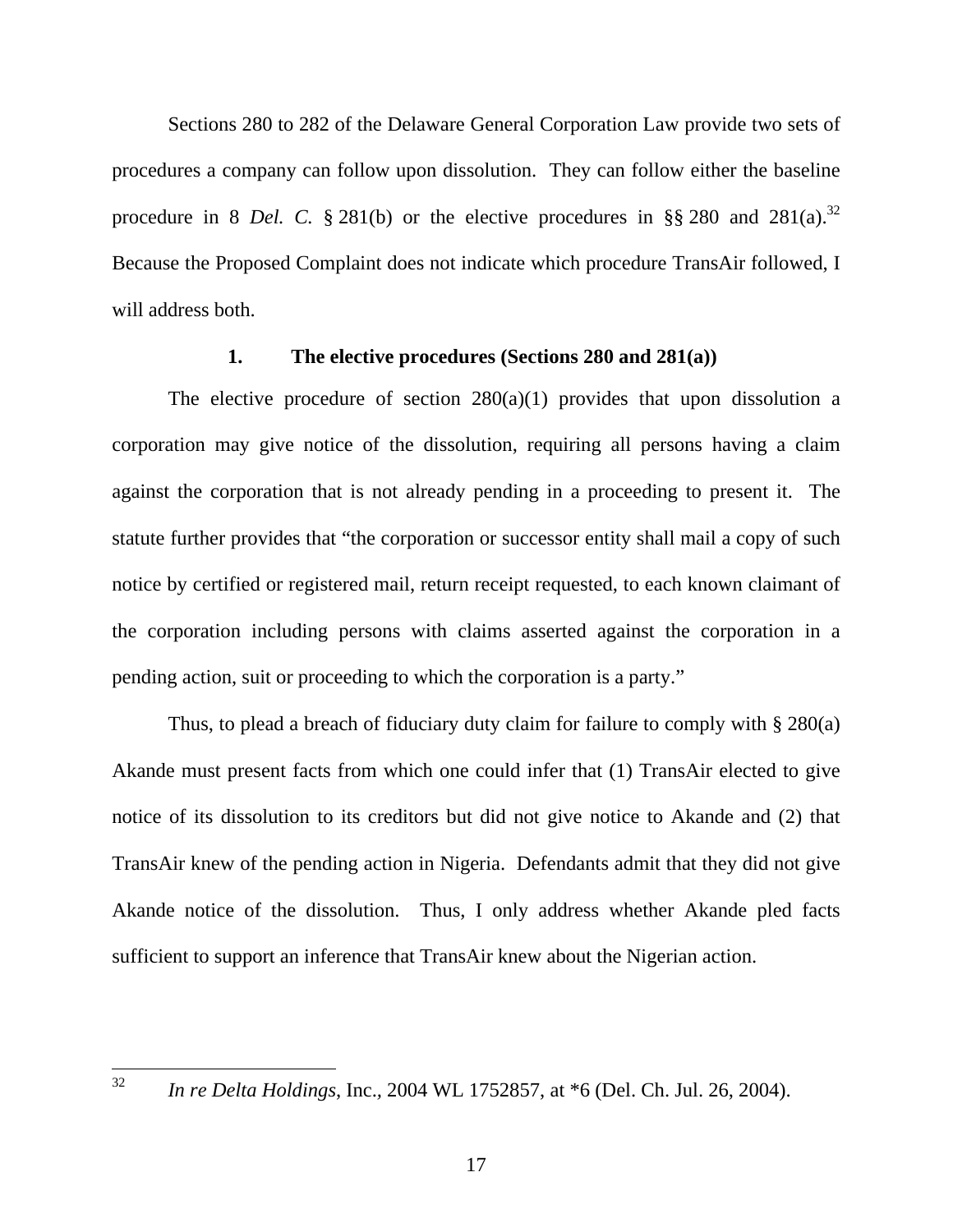Sections 280 to 282 of the Delaware General Corporation Law provide two sets of procedures a company can follow upon dissolution. They can follow either the baseline procedure in 8 *Del. C.* § 281(b) or the elective procedures in §§ 280 and 281(a).[32] Because the Proposed Complaint does not indicate which procedure TransAir followed, I will address both.

**1. The elective procedures (Sections 280 and 281(a))**

The elective procedure of section 280(a)(1) provides that upon dissolution a corporation may give notice of the dissolution, requiring all persons having a claim against the corporation that is not already pending in a proceeding to present it. The statute further provides that "the corporation or successor entity shall mail a copy of such notice by certified or registered mail, return receipt requested, to each known claimant of the corporation including persons with claims asserted against the corporation in a pending action, suit or proceeding to which the corporation is a party."

Thus, to plead a breach of fiduciary duty claim for failure to comply with § 280(a) Akande must present facts from which one could infer that (1) TransAir elected to give notice of its dissolution to its creditors but did not give notice to Akande and (2) that TransAir knew of the pending action in Nigeria. Defendants admit that they did not give Akande notice of the dissolution. Thus, I only address whether Akande pled facts sufficient to support an inference that TransAir knew about the Nigerian action.

---

[32] *In re Delta Holdings*, Inc., 2004 WL 1752857, at *6 (Del. Ch. Jul. 26, 2004).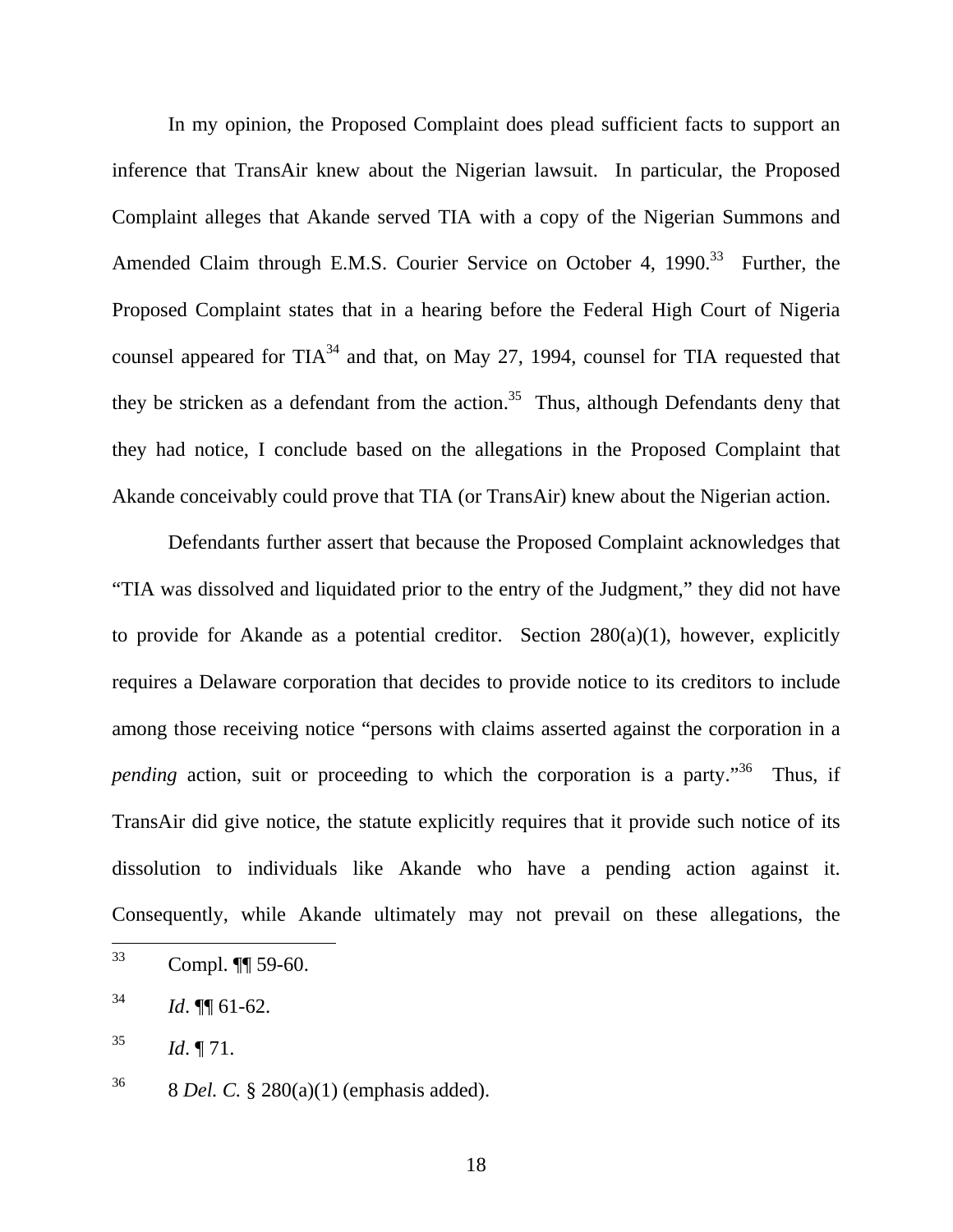In my opinion, the Proposed Complaint does plead sufficient facts to support an inference that TransAir knew about the Nigerian lawsuit. In particular, the Proposed Complaint alleges that Akande served TIA with a copy of the Nigerian Summons and Amended Claim through E.M.S. Courier Service on October 4, 1990.[33] Further, the Proposed Complaint states that in a hearing before the Federal High Court of Nigeria counsel appeared for TIA[34] and that, on May 27, 1994, counsel for TIA requested that they be stricken as a defendant from the action.[35] Thus, although Defendants deny that they had notice, I conclude based on the allegations in the Proposed Complaint that Akande conceivably could prove that TIA (or TransAir) knew about the Nigerian action.

Defendants further assert that because the Proposed Complaint acknowledges that "TIA was dissolved and liquidated prior to the entry of the Judgment," they did not have to provide for Akande as a potential creditor. Section 280(a)(1), however, explicitly requires a Delaware corporation that decides to provide notice to its creditors to include among those receiving notice "persons with claims asserted against the corporation in a *pending* action, suit or proceeding to which the corporation is a party."[36] Thus, if TransAir did give notice, the statute explicitly requires that it provide such notice of its dissolution to individuals like Akande who have a pending action against it. Consequently, while Akande ultimately may not prevail on these allegations, the

---

[33] Compl. ¶¶ 59-60.

[34] *Id*. ¶¶ 61-62.

[35] *Id*. ¶ 71.

[36] 8 *Del. C.* § 280(a)(1) (emphasis added).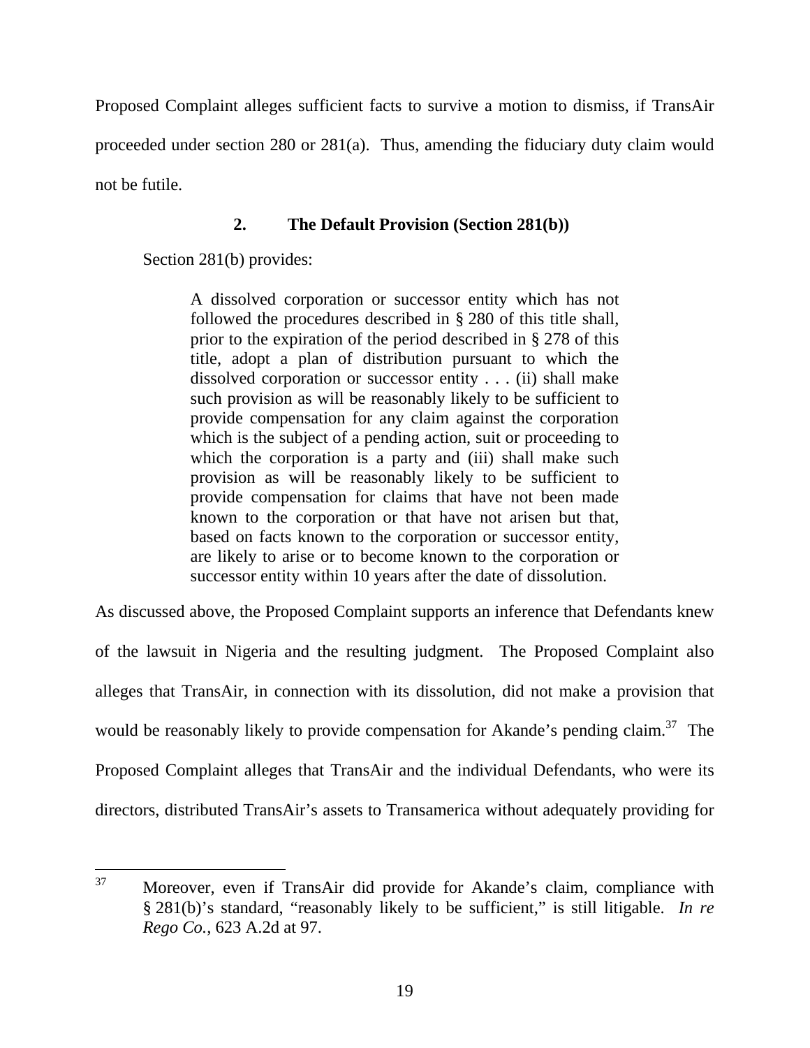Proposed Complaint alleges sufficient facts to survive a motion to dismiss, if TransAir proceeded under section 280 or 281(a). Thus, amending the fiduciary duty claim would not be futile.

### 2. The Default Provision (Section 281(b))

Section 281(b) provides:

> A dissolved corporation or successor entity which has not followed the procedures described in § 280 of this title shall, prior to the expiration of the period described in § 278 of this title, adopt a plan of distribution pursuant to which the dissolved corporation or successor entity . . . (ii) shall make such provision as will be reasonably likely to be sufficient to provide compensation for any claim against the corporation which is the subject of a pending action, suit or proceeding to which the corporation is a party and (iii) shall make such provision as will be reasonably likely to be sufficient to provide compensation for claims that have not been made known to the corporation or that have not arisen but that, based on facts known to the corporation or successor entity, are likely to arise or to become known to the corporation or successor entity within 10 years after the date of dissolution.

As discussed above, the Proposed Complaint supports an inference that Defendants knew of the lawsuit in Nigeria and the resulting judgment. The Proposed Complaint also alleges that TransAir, in connection with its dissolution, did not make a provision that would be reasonably likely to provide compensation for Akande's pending claim.[37] The Proposed Complaint alleges that TransAir and the individual Defendants, who were its directors, distributed TransAir's assets to Transamerica without adequately providing for

---

[37] Moreover, even if TransAir did provide for Akande's claim, compliance with § 281(b)'s standard, "reasonably likely to be sufficient," is still litigable. *In re Rego Co.*, 623 A.2d at 97.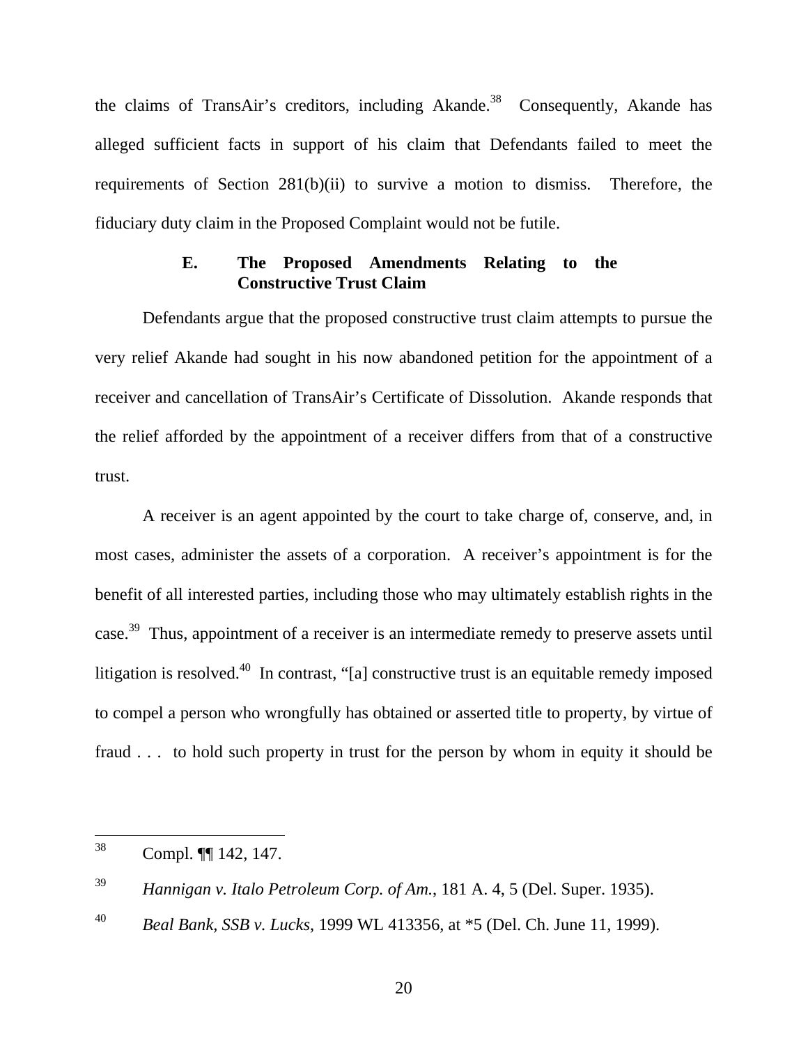the claims of TransAir's creditors, including Akande.[38] Consequently, Akande has alleged sufficient facts in support of his claim that Defendants failed to meet the requirements of Section 281(b)(ii) to survive a motion to dismiss. Therefore, the fiduciary duty claim in the Proposed Complaint would not be futile.

### E. The Proposed Amendments Relating to the Constructive Trust Claim

Defendants argue that the proposed constructive trust claim attempts to pursue the very relief Akande had sought in his now abandoned petition for the appointment of a receiver and cancellation of TransAir's Certificate of Dissolution. Akande responds that the relief afforded by the appointment of a receiver differs from that of a constructive trust.

A receiver is an agent appointed by the court to take charge of, conserve, and, in most cases, administer the assets of a corporation. A receiver's appointment is for the benefit of all interested parties, including those who may ultimately establish rights in the case.[39] Thus, appointment of a receiver is an intermediate remedy to preserve assets until litigation is resolved.[40] In contrast, "[a] constructive trust is an equitable remedy imposed to compel a person who wrongfully has obtained or asserted title to property, by virtue of fraud . . . to hold such property in trust for the person by whom in equity it should be

---

[38] Compl. ¶¶ 142, 147.

[39] *Hannigan v. Italo Petroleum Corp. of Am.*, 181 A. 4, 5 (Del. Super. 1935).

[40] *Beal Bank, SSB v. Lucks*, 1999 WL 413356, at *5 (Del. Ch. June 11, 1999).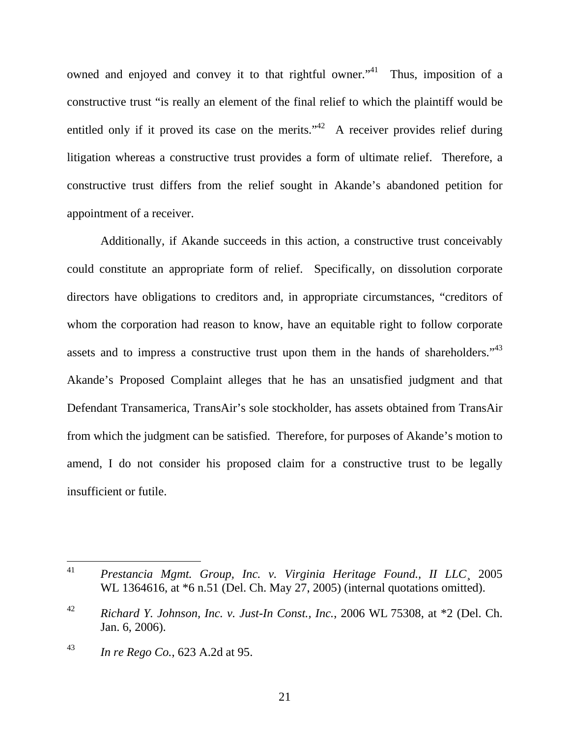owned and enjoyed and convey it to that rightful owner."[41] Thus, imposition of a constructive trust "is really an element of the final relief to which the plaintiff would be entitled only if it proved its case on the merits."[42] A receiver provides relief during litigation whereas a constructive trust provides a form of ultimate relief. Therefore, a constructive trust differs from the relief sought in Akande's abandoned petition for appointment of a receiver.

Additionally, if Akande succeeds in this action, a constructive trust conceivably could constitute an appropriate form of relief. Specifically, on dissolution corporate directors have obligations to creditors and, in appropriate circumstances, "creditors of whom the corporation had reason to know, have an equitable right to follow corporate assets and to impress a constructive trust upon them in the hands of shareholders."[43] Akande's Proposed Complaint alleges that he has an unsatisfied judgment and that Defendant Transamerica, TransAir's sole stockholder, has assets obtained from TransAir from which the judgment can be satisfied. Therefore, for purposes of Akande's motion to amend, I do not consider his proposed claim for a constructive trust to be legally insufficient or futile.

---

[41] *Prestancia Mgmt. Group, Inc. v. Virginia Heritage Found., II LLC*¸ 2005 WL 1364616, at *6 n.51 (Del. Ch. May 27, 2005) (internal quotations omitted).

[42] *Richard Y. Johnson, Inc. v. Just-In Const., Inc.*, 2006 WL 75308, at *2 (Del. Ch. Jan. 6, 2006).

[43] *In re Rego Co.*, 623 A.2d at 95.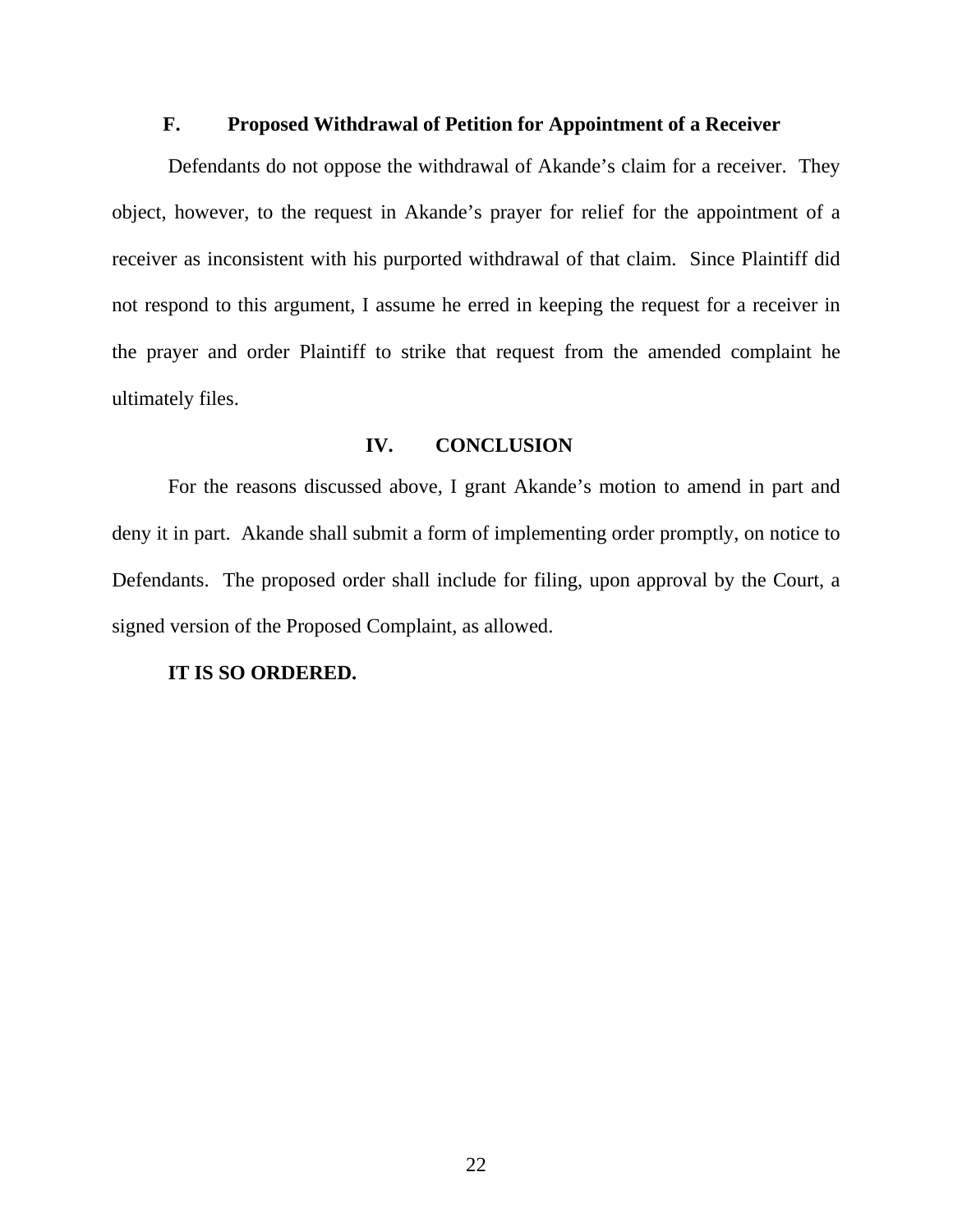### F. Proposed Withdrawal of Petition for Appointment of a Receiver

Defendants do not oppose the withdrawal of Akande's claim for a receiver. They object, however, to the request in Akande's prayer for relief for the appointment of a receiver as inconsistent with his purported withdrawal of that claim. Since Plaintiff did not respond to this argument, I assume he erred in keeping the request for a receiver in the prayer and order Plaintiff to strike that request from the amended complaint he ultimately files.

## IV. CONCLUSION

For the reasons discussed above, I grant Akande's motion to amend in part and deny it in part. Akande shall submit a form of implementing order promptly, on notice to Defendants. The proposed order shall include for filing, upon approval by the Court, a signed version of the Proposed Complaint, as allowed.

**IT IS SO ORDERED.**